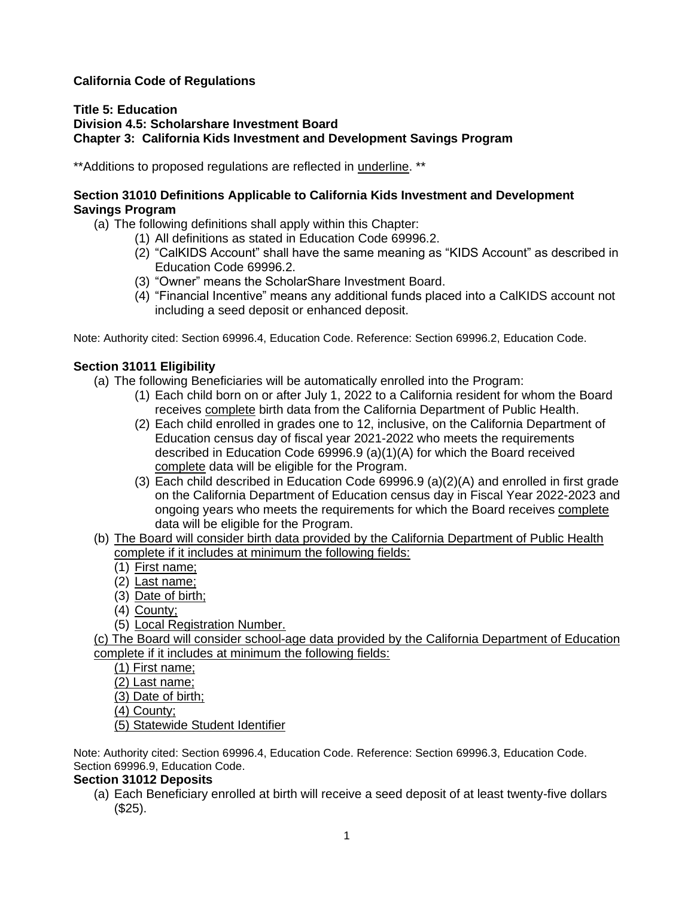**California Code of Regulations**

**Title 5: Education**
**Division 4.5: Scholarshare Investment Board**
**Chapter 3: California Kids Investment and Development Savings Program**

**Additions to proposed regulations are reflected in <u>underline</u>. **

**Section 31010 Definitions Applicable to California Kids Investment and Development Savings Program**

(a) The following definitions shall apply within this Chapter:
   (1) All definitions as stated in Education Code 69996.2.
   (2) "CalKIDS Account" shall have the same meaning as "KIDS Account" as described in Education Code 69996.2.
   (3) "Owner" means the ScholarShare Investment Board.
   (4) "Financial Incentive" means any additional funds placed into a CalKIDS account not including a seed deposit or enhanced deposit.

Note: Authority cited: Section 69996.4, Education Code. Reference: Section 69996.2, Education Code.

**Section 31011 Eligibility**

(a) The following Beneficiaries will be automatically enrolled into the Program:
   (1) Each child born on or after July 1, 2022 to a California resident for whom the Board receives <u>complete</u> birth data from the California Department of Public Health.
   (2) Each child enrolled in grades one to 12, inclusive, on the California Department of Education census day of fiscal year 2021-2022 who meets the requirements described in Education Code 69996.9 (a)(1)(A) for which the Board received <u>complete</u> data will be eligible for the Program.
   (3) Each child described in Education Code 69996.9 (a)(2)(A) and enrolled in first grade on the California Department of Education census day in Fiscal Year 2022-2023 and ongoing years who meets the requirements for which the Board receives <u>complete</u> data will be eligible for the Program.

(b) <u>The Board will consider birth data provided by the California Department of Public Health complete if it includes at minimum the following fields:</u>
   (1) <u>First name;</u>
   (2) <u>Last name;</u>
   (3) <u>Date of birth;</u>
   (4) <u>County;</u>
   (5) <u>Local Registration Number.</u>

<u>(c) The Board will consider school-age data provided by the California Department of Education complete if it includes at minimum the following fields:</u>
   <u>(1) First name;</u>
   <u>(2) Last name;</u>
   <u>(3) Date of birth;</u>
   <u>(4) County;</u>
   <u>(5) Statewide Student Identifier</u>

Note: Authority cited: Section 69996.4, Education Code. Reference: Section 69996.3, Education Code. Section 69996.9, Education Code.

**Section 31012 Deposits**

(a) Each Beneficiary enrolled at birth will receive a seed deposit of at least twenty-five dollars ($25).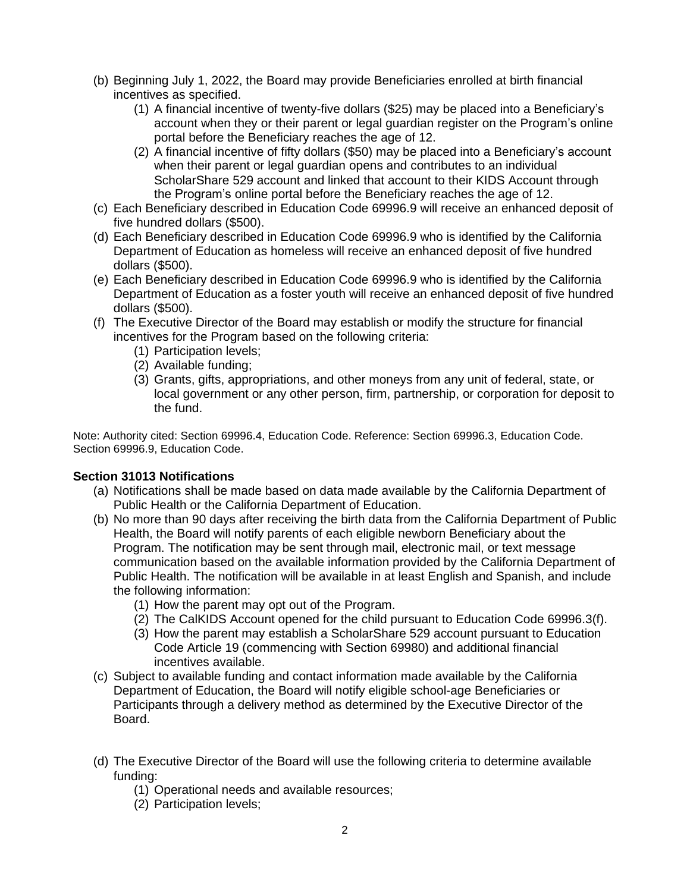(b) Beginning July 1, 2022, the Board may provide Beneficiaries enrolled at birth financial incentives as specified.
  (1) A financial incentive of twenty-five dollars ($25) may be placed into a Beneficiary's account when they or their parent or legal guardian register on the Program's online portal before the Beneficiary reaches the age of 12.
  (2) A financial incentive of fifty dollars ($50) may be placed into a Beneficiary's account when their parent or legal guardian opens and contributes to an individual ScholarShare 529 account and linked that account to their KIDS Account through the Program's online portal before the Beneficiary reaches the age of 12.

(c) Each Beneficiary described in Education Code 69996.9 will receive an enhanced deposit of five hundred dollars ($500).

(d) Each Beneficiary described in Education Code 69996.9 who is identified by the California Department of Education as homeless will receive an enhanced deposit of five hundred dollars ($500).

(e) Each Beneficiary described in Education Code 69996.9 who is identified by the California Department of Education as a foster youth will receive an enhanced deposit of five hundred dollars ($500).

(f) The Executive Director of the Board may establish or modify the structure for financial incentives for the Program based on the following criteria:
  (1) Participation levels;
  (2) Available funding;
  (3) Grants, gifts, appropriations, and other moneys from any unit of federal, state, or local government or any other person, firm, partnership, or corporation for deposit to the fund.

Note: Authority cited: Section 69996.4, Education Code. Reference: Section 69996.3, Education Code. Section 69996.9, Education Code.

**Section 31013 Notifications**

(a) Notifications shall be made based on data made available by the California Department of Public Health or the California Department of Education.

(b) No more than 90 days after receiving the birth data from the California Department of Public Health, the Board will notify parents of each eligible newborn Beneficiary about the Program. The notification may be sent through mail, electronic mail, or text message communication based on the available information provided by the California Department of Public Health. The notification will be available in at least English and Spanish, and include the following information:
  (1) How the parent may opt out of the Program.
  (2) The CalKIDS Account opened for the child pursuant to Education Code 69996.3(f).
  (3) How the parent may establish a ScholarShare 529 account pursuant to Education Code Article 19 (commencing with Section 69980) and additional financial incentives available.

(c) Subject to available funding and contact information made available by the California Department of Education, the Board will notify eligible school-age Beneficiaries or Participants through a delivery method as determined by the Executive Director of the Board.

(d) The Executive Director of the Board will use the following criteria to determine available funding:
  (1) Operational needs and available resources;
  (2) Participation levels;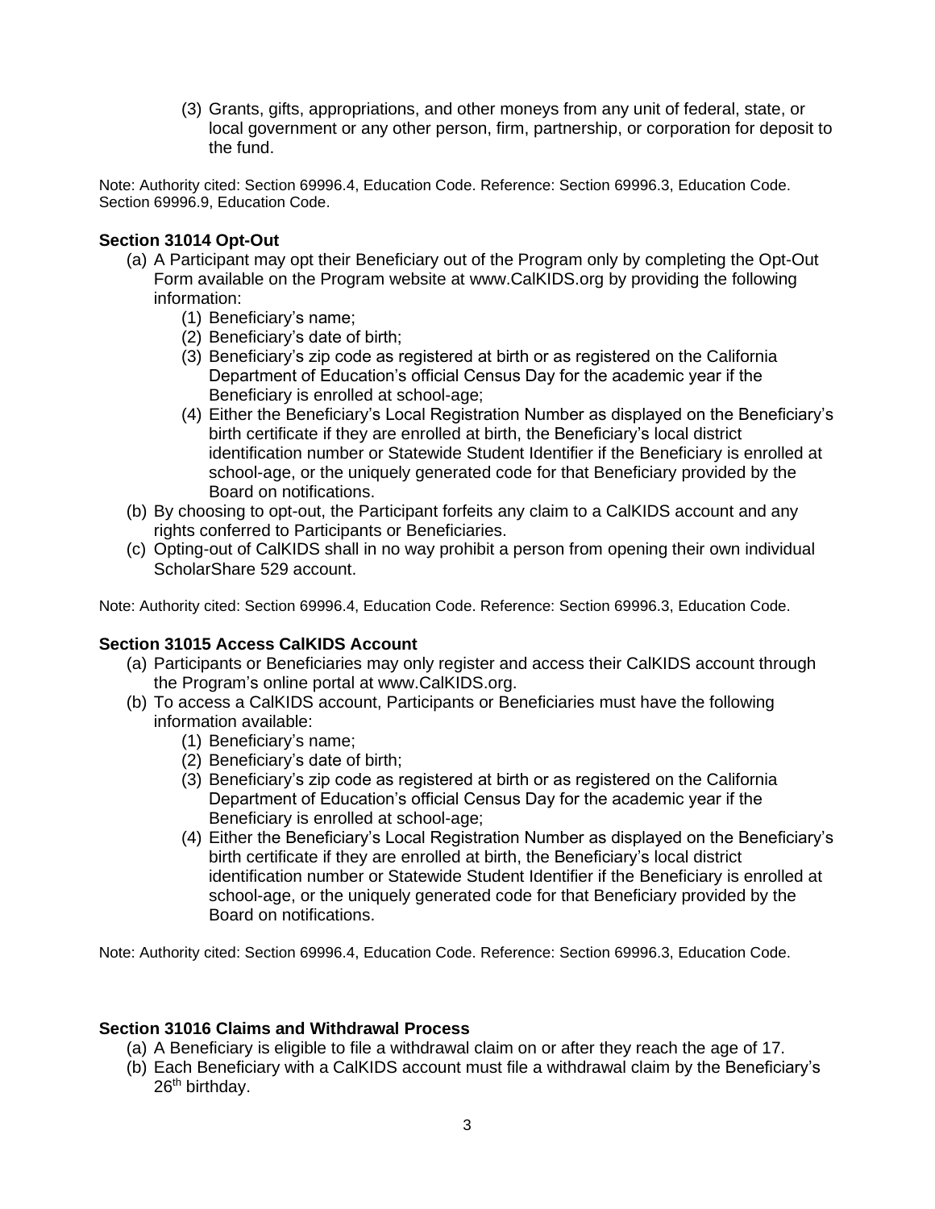(3) Grants, gifts, appropriations, and other moneys from any unit of federal, state, or local government or any other person, firm, partnership, or corporation for deposit to the fund.

Note: Authority cited: Section 69996.4, Education Code. Reference: Section 69996.3, Education Code. Section 69996.9, Education Code.

**Section 31014 Opt-Out**

(a) A Participant may opt their Beneficiary out of the Program only by completing the Opt-Out Form available on the Program website at www.CalKIDS.org by providing the following information:
   (1) Beneficiary's name;
   (2) Beneficiary's date of birth;
   (3) Beneficiary's zip code as registered at birth or as registered on the California Department of Education's official Census Day for the academic year if the Beneficiary is enrolled at school-age;
   (4) Either the Beneficiary's Local Registration Number as displayed on the Beneficiary's birth certificate if they are enrolled at birth, the Beneficiary's local district identification number or Statewide Student Identifier if the Beneficiary is enrolled at school-age, or the uniquely generated code for that Beneficiary provided by the Board on notifications.

(b) By choosing to opt-out, the Participant forfeits any claim to a CalKIDS account and any rights conferred to Participants or Beneficiaries.

(c) Opting-out of CalKIDS shall in no way prohibit a person from opening their own individual ScholarShare 529 account.

Note: Authority cited: Section 69996.4, Education Code. Reference: Section 69996.3, Education Code.

**Section 31015 Access CalKIDS Account**

(a) Participants or Beneficiaries may only register and access their CalKIDS account through the Program's online portal at www.CalKIDS.org.

(b) To access a CalKIDS account, Participants or Beneficiaries must have the following information available:
   (1) Beneficiary's name;
   (2) Beneficiary's date of birth;
   (3) Beneficiary's zip code as registered at birth or as registered on the California Department of Education's official Census Day for the academic year if the Beneficiary is enrolled at school-age;
   (4) Either the Beneficiary's Local Registration Number as displayed on the Beneficiary's birth certificate if they are enrolled at birth, the Beneficiary's local district identification number or Statewide Student Identifier if the Beneficiary is enrolled at school-age, or the uniquely generated code for that Beneficiary provided by the Board on notifications.

Note: Authority cited: Section 69996.4, Education Code. Reference: Section 69996.3, Education Code.

**Section 31016 Claims and Withdrawal Process**

(a) A Beneficiary is eligible to file a withdrawal claim on or after they reach the age of 17.

(b) Each Beneficiary with a CalKIDS account must file a withdrawal claim by the Beneficiary's 26th birthday.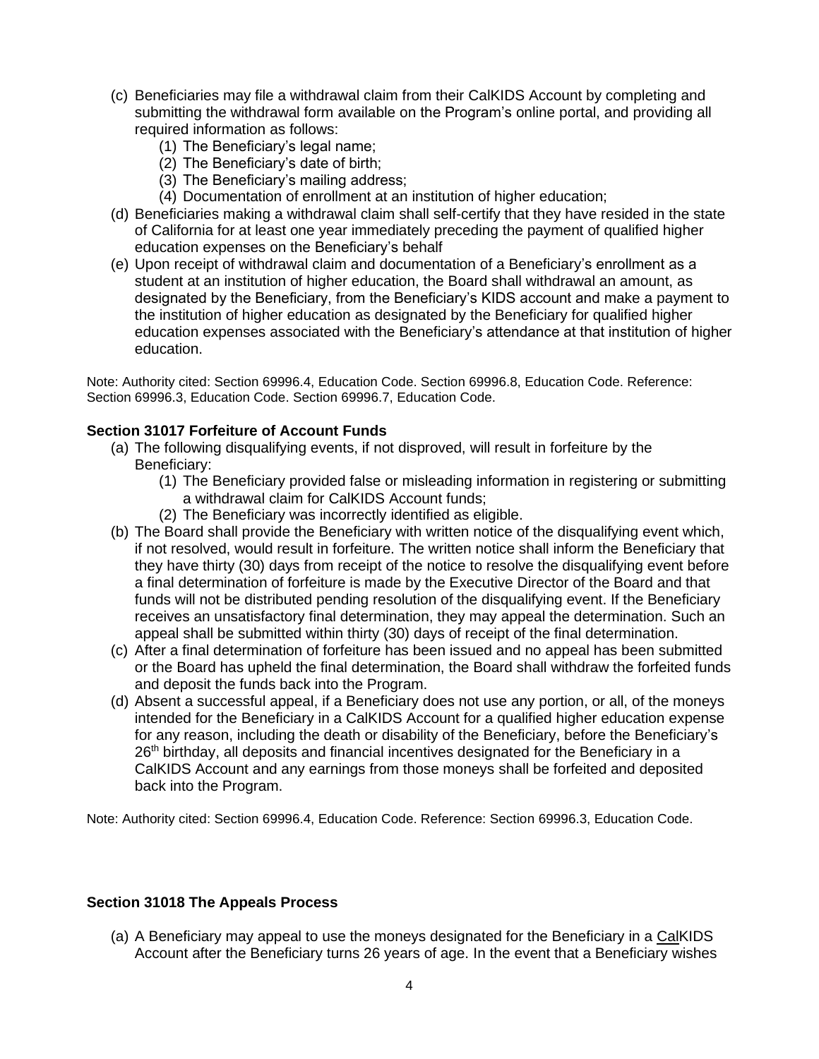(c) Beneficiaries may file a withdrawal claim from their CalKIDS Account by completing and submitting the withdrawal form available on the Program's online portal, and providing all required information as follows:

   (1) The Beneficiary's legal name;

   (2) The Beneficiary's date of birth;

   (3) The Beneficiary's mailing address;

   (4) Documentation of enrollment at an institution of higher education;

(d) Beneficiaries making a withdrawal claim shall self-certify that they have resided in the state of California for at least one year immediately preceding the payment of qualified higher education expenses on the Beneficiary's behalf

(e) Upon receipt of withdrawal claim and documentation of a Beneficiary's enrollment as a student at an institution of higher education, the Board shall withdrawal an amount, as designated by the Beneficiary, from the Beneficiary's KIDS account and make a payment to the institution of higher education as designated by the Beneficiary for qualified higher education expenses associated with the Beneficiary's attendance at that institution of higher education.

Note: Authority cited: Section 69996.4, Education Code. Section 69996.8, Education Code. Reference: Section 69996.3, Education Code. Section 69996.7, Education Code.

**Section 31017 Forfeiture of Account Funds**

(a) The following disqualifying events, if not disproved, will result in forfeiture by the Beneficiary:

   (1) The Beneficiary provided false or misleading information in registering or submitting a withdrawal claim for CalKIDS Account funds;

   (2) The Beneficiary was incorrectly identified as eligible.

(b) The Board shall provide the Beneficiary with written notice of the disqualifying event which, if not resolved, would result in forfeiture. The written notice shall inform the Beneficiary that they have thirty (30) days from receipt of the notice to resolve the disqualifying event before a final determination of forfeiture is made by the Executive Director of the Board and that funds will not be distributed pending resolution of the disqualifying event. If the Beneficiary receives an unsatisfactory final determination, they may appeal the determination. Such an appeal shall be submitted within thirty (30) days of receipt of the final determination.

(c) After a final determination of forfeiture has been issued and no appeal has been submitted or the Board has upheld the final determination, the Board shall withdraw the forfeited funds and deposit the funds back into the Program.

(d) Absent a successful appeal, if a Beneficiary does not use any portion, or all, of the moneys intended for the Beneficiary in a CalKIDS Account for a qualified higher education expense for any reason, including the death or disability of the Beneficiary, before the Beneficiary's 26th birthday, all deposits and financial incentives designated for the Beneficiary in a CalKIDS Account and any earnings from those moneys shall be forfeited and deposited back into the Program.

Note: Authority cited: Section 69996.4, Education Code. Reference: Section 69996.3, Education Code.

**Section 31018 The Appeals Process**

(a) A Beneficiary may appeal to use the moneys designated for the Beneficiary in a CalKIDS Account after the Beneficiary turns 26 years of age. In the event that a Beneficiary wishes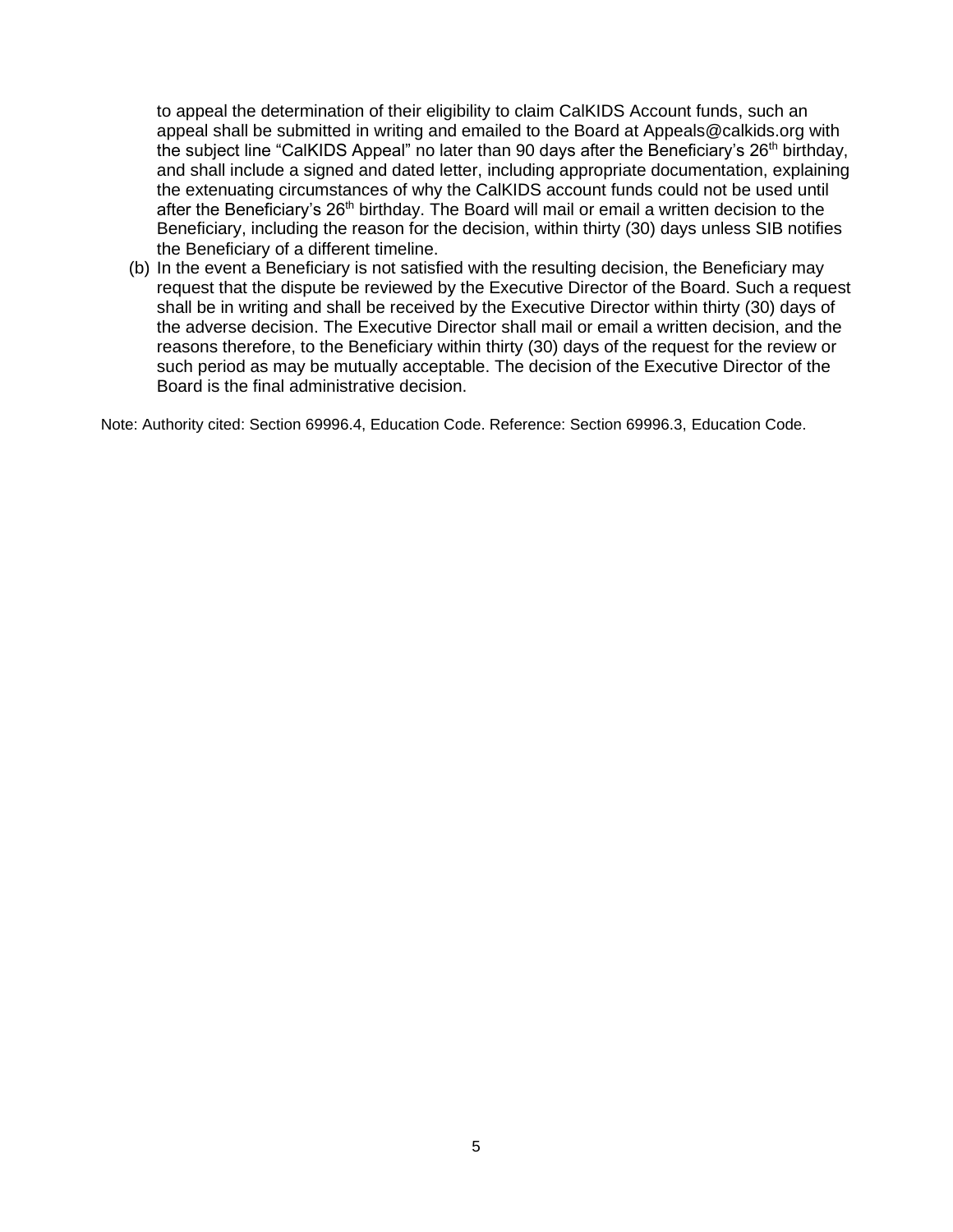to appeal the determination of their eligibility to claim CalKIDS Account funds, such an appeal shall be submitted in writing and emailed to the Board at Appeals@calkids.org with the subject line “CalKIDS Appeal” no later than 90 days after the Beneficiary’s 26th birthday, and shall include a signed and dated letter, including appropriate documentation, explaining the extenuating circumstances of why the CalKIDS account funds could not be used until after the Beneficiary’s 26th birthday. The Board will mail or email a written decision to the Beneficiary, including the reason for the decision, within thirty (30) days unless SIB notifies the Beneficiary of a different timeline.

(b) In the event a Beneficiary is not satisfied with the resulting decision, the Beneficiary may request that the dispute be reviewed by the Executive Director of the Board. Such a request shall be in writing and shall be received by the Executive Director within thirty (30) days of the adverse decision. The Executive Director shall mail or email a written decision, and the reasons therefore, to the Beneficiary within thirty (30) days of the request for the review or such period as may be mutually acceptable. The decision of the Executive Director of the Board is the final administrative decision.

Note: Authority cited: Section 69996.4, Education Code. Reference: Section 69996.3, Education Code.